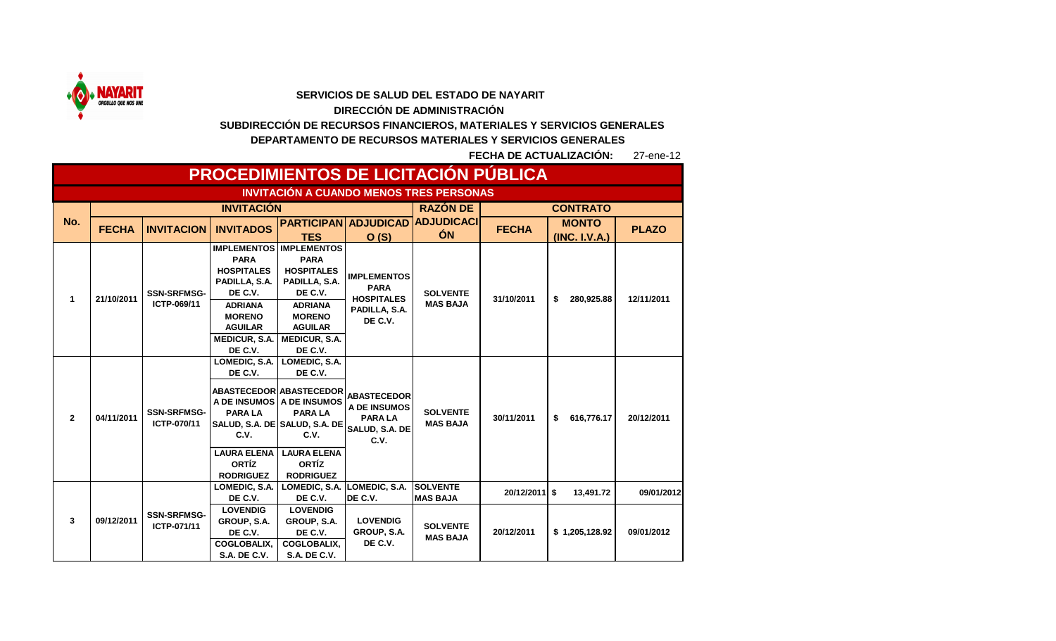**SERVICIOS DE SALUD DEL ESTADO DE NAYARIT**

**DIRECCIÓN DE ADMINISTRACIÓN**

**SUBDIRECCIÓN DE RECURSOS FINANCIEROS, MATERIALES Y SERVICIOS GENERALES**

**DEPARTAMENTO DE RECURSOS MATERIALES Y SERVICIOS GENERALES**

**FECHA DE ACTUALIZACIÓN:** 27-ene-12

# PROCEDIMIENTOS DE LICITACIÓN PÚBLICA

## INVITACIÓN A CUANDO MENOS TRES PERSONAS

| No. | INVITACIÓN | | | | | RAZÓN DE ADJUDICACIÓN | CONTRATO | | |
|---|---|---|---|---|---|---|---|---|---|
| | FECHA | INVITACION | INVITADOS | PARTICIPANTES | ADJUDICADO (S) | | FECHA | MONTO (INC. I.V.A.) | PLAZO |
| 1 | 21/10/2011 | SSN-SRFMSG-ICTP-069/11 | IMPLEMENTOS PARA HOSPITALES PADILLA, S.A. DE C.V.<br>ADRIANA MORENO AGUILAR<br>MEDICUR, S.A. DE C.V. | IMPLEMENTOS PARA HOSPITALES PADILLA, S.A. DE C.V.<br>ADRIANA MORENO AGUILAR<br>MEDICUR, S.A. DE C.V. | IMPLEMENTOS PARA HOSPITALES PADILLA, S.A. DE C.V. | SOLVENTE MAS BAJA | 31/10/2011 | $ 280,925.88 | 12/11/2011 |
| 2 | 04/11/2011 | SSN-SRFMSG-ICTP-070/11 | LOMEDIC, S.A. DE C.V.<br>ABASTECEDORA DE INSUMOS PARA LA SALUD, S.A. DE C.V.<br>LAURA ELENA ORTÍZ RODRIGUEZ | LOMEDIC, S.A. DE C.V.<br>ABASTECEDORA DE INSUMOS PARA LA SALUD, S.A. DE C.V.<br>LAURA ELENA ORTÍZ RODRIGUEZ | ABASTECEDORA DE INSUMOS PARA LA SALUD, S.A. DE C.V. | SOLVENTE MAS BAJA | 30/11/2011 | $ 616,776.17 | 20/12/2011 |
| 3 | 09/12/2011 | SSN-SRFMSG-ICTP-071/11 | LOMEDIC, S.A. DE C.V.<br>LOVENDIG GROUP, S.A. DE C.V.<br>COGLOBALIX, S.A. DE C.V. | LOMEDIC, S.A. DE C.V.<br>LOVENDIG GROUP, S.A. DE C.V.<br>COGLOBALIX, S.A. DE C.V. | LOMEDIC, S.A. DE C.V. | SOLVENTE MAS BAJA | 20/12/2011 | $ 13,491.72 | 09/01/2012 |
| | | | | | LOVENDIG GROUP, S.A. DE C.V. | SOLVENTE MAS BAJA | 20/12/2011 | $ 1,205,128.92 | 09/01/2012 |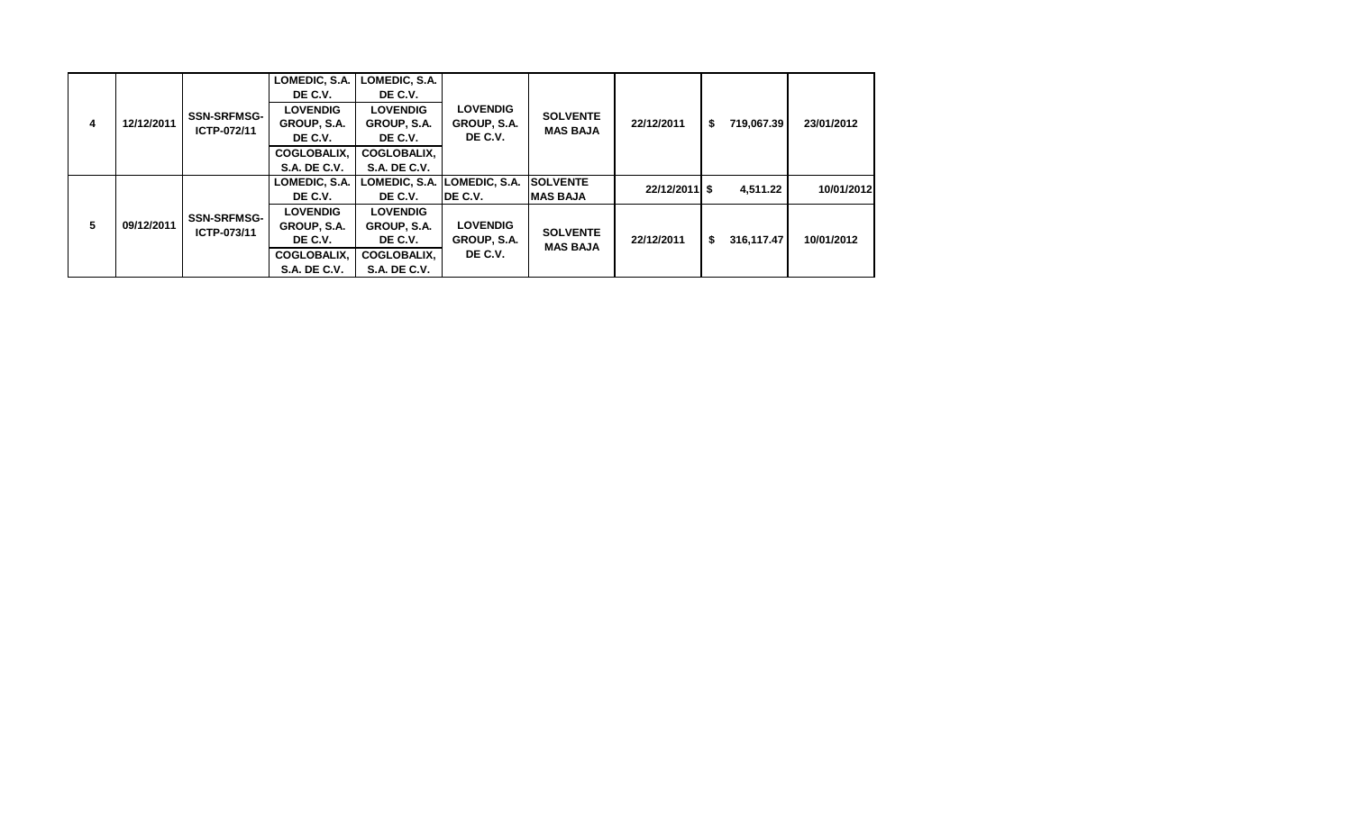| | | | | | | | | | |
|---|---|---|---|---|---|---|---|---|---|
| **4** | **12/12/2011** | **SSN-SRFMSG-ICTP-072/11** | **LOMEDIC, S.A. DE C.V.** | **LOMEDIC, S.A. DE C.V.** | **LOVENDIG GROUP, S.A. DE C.V.** | **SOLVENTE MAS BAJA** | **22/12/2011** | **$ 719,067.39** | **23/01/2012** |
| | | | **LOVENDIG GROUP, S.A. DE C.V.** | **LOVENDIG GROUP, S.A. DE C.V.** | | | | | |
| | | | **COGLOBALIX, S.A. DE C.V.** | **COGLOBALIX, S.A. DE C.V.** | | | | | |
| **5** | **09/12/2011** | **SSN-SRFMSG-ICTP-073/11** | **LOMEDIC, S.A. DE C.V.** | **LOMEDIC, S.A. DE C.V.** | **LOMEDIC, S.A. DE C.V.** | **SOLVENTE MAS BAJA** | **22/12/2011** | **$ 4,511.22** | **10/01/2012** |
| | | | **LOVENDIG GROUP, S.A. DE C.V.** | **LOVENDIG GROUP, S.A. DE C.V.** | **LOVENDIG GROUP, S.A. DE C.V.** | **SOLVENTE MAS BAJA** | **22/12/2011** | **$ 316,117.47** | **10/01/2012** |
| | | | **COGLOBALIX, S.A. DE C.V.** | **COGLOBALIX, S.A. DE C.V.** | | | | | |